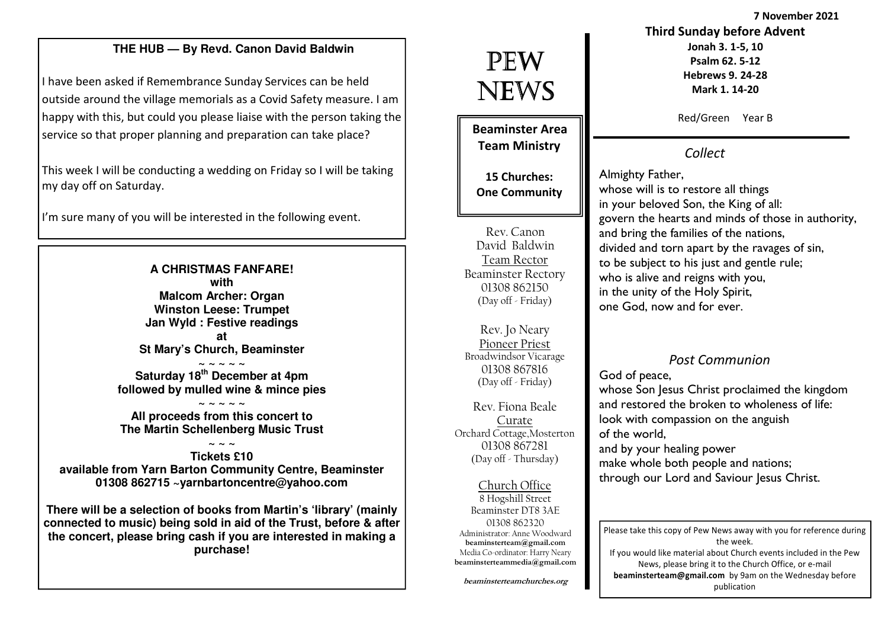## THE HUB — By Revd. Canon David Baldwin

I have been asked if Remembrance Sunday Services can be held outside around the village memorials as a Covid Safety measure. I am happy with this, but could you please liaise with the person taking the service so that proper planning and preparation can take place?

This week I will be conducting a wedding on Friday so I will be taking my day off on Saturday.

I'm sure many of you will be interested in the following event.

**A CHRISTMAS FANFARE!**
**with**
**Malcom Archer: Organ**
**Winston Leese: Trumpet**
**Jan Wyld : Festive readings**
**at**
**St Mary's Church, Beaminster**

~ ~ ~ ~ ~

**Saturday 18th December at 4pm**
**followed by mulled wine & mince pies**

~ ~ ~ ~ ~

**All proceeds from this concert to**
**The Martin Schellenberg Music Trust**

~ ~ ~

**Tickets £10**
**available from Yarn Barton Community Centre, Beaminster**
**01308 862715 ~yarnbartoncentre@yahoo.com**

**There will be a selection of books from Martin's 'library' (mainly connected to music) being sold in aid of the Trust, before & after the concert, please bring cash if you are interested in making a purchase!**

# PEW NEWS

**Beaminster Area Team Ministry**

**15 Churches: One Community**

Rev. Canon David Baldwin
Team Rector
Beaminster Rectory
01308 862150
(Day off - Friday)

Rev. Jo Neary
Pioneer Priest
Broadwindsor Vicarage
01308 867816
(Day off - Friday)

Rev. Fiona Beale
Curate
Orchard Cottage, Mosterton
01308 867281
(Day off - Thursday)

Church Office
8 Hogshill Street
Beaminster DT8 3AE
01308 862320
Administrator: Anne Woodward
**beaminsterteam@gmail.com**
Media Co-ordinator: Harry Neary
**beaminsterteammedia@gmail.com**

**beaminsterteamchurches.org**

**7 November 2021**

**Third Sunday before Advent**

**Jonah 3. 1-5, 10**
**Psalm 62. 5-12**
**Hebrews 9. 24-28**
**Mark 1. 14-20**

Red/Green Year B

## *Collect*

Almighty Father,
whose will is to restore all things
in your beloved Son, the King of all:
govern the hearts and minds of those in authority,
and bring the families of the nations,
divided and torn apart by the ravages of sin,
to be subject to his just and gentle rule;
who is alive and reigns with you,
in the unity of the Holy Spirit,
one God, now and for ever.

## *Post Communion*

God of peace,
whose Son Jesus Christ proclaimed the kingdom
and restored the broken to wholeness of life:
look with compassion on the anguish
of the world,
and by your healing power
make whole both people and nations;
through our Lord and Saviour Jesus Christ.

Please take this copy of Pew News away with you for reference during the week.
If you would like material about Church events included in the Pew News, please bring it to the Church Office, or e-mail **beaminsterteam@gmail.com** by 9am on the Wednesday before publication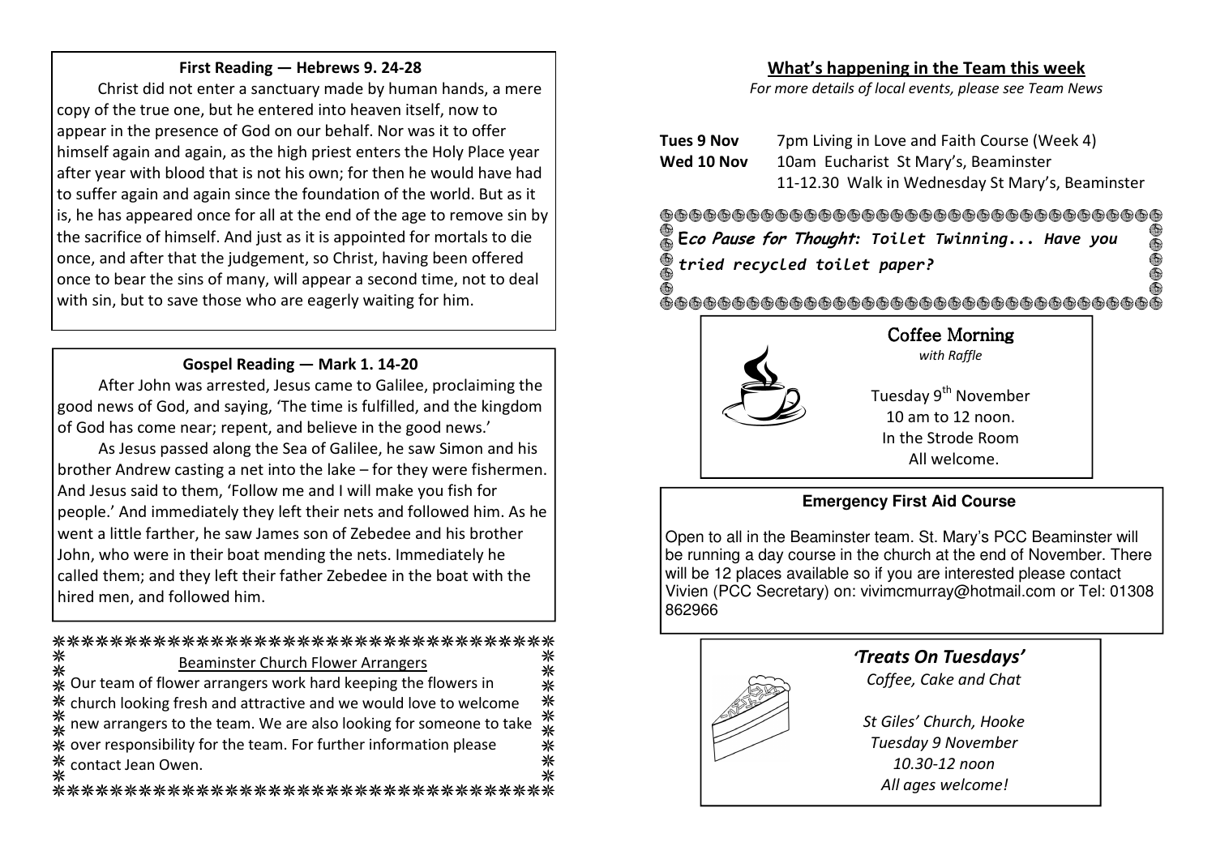### First Reading — Hebrews 9. 24-28

Christ did not enter a sanctuary made by human hands, a mere copy of the true one, but he entered into heaven itself, now to appear in the presence of God on our behalf. Nor was it to offer himself again and again, as the high priest enters the Holy Place year after year with blood that is not his own; for then he would have had to suffer again and again since the foundation of the world. But as it is, he has appeared once for all at the end of the age to remove sin by the sacrifice of himself. And just as it is appointed for mortals to die once, and after that the judgement, so Christ, having been offered once to bear the sins of many, will appear a second time, not to deal with sin, but to save those who are eagerly waiting for him.

### Gospel Reading — Mark 1. 14-20

After John was arrested, Jesus came to Galilee, proclaiming the good news of God, and saying, 'The time is fulfilled, and the kingdom of God has come near; repent, and believe in the good news.'

As Jesus passed along the Sea of Galilee, he saw Simon and his brother Andrew casting a net into the lake – for they were fishermen. And Jesus said to them, 'Follow me and I will make you fish for people.' And immediately they left their nets and followed him. As he went a little farther, he saw James son of Zebedee and his brother John, who were in their boat mending the nets. Immediately he called them; and they left their father Zebedee in the boat with the hired men, and followed him.

### Beaminster Church Flower Arrangers

Our team of flower arrangers work hard keeping the flowers in church looking fresh and attractive and we would love to welcome new arrangers to the team. We are also looking for someone to take over responsibility for the team. For further information please contact Jean Owen.

## What's happening in the Team this week

*For more details of local events, please see Team News*

**Tues 9 Nov** 7pm Living in Love and Faith Course (Week 4)

**Wed 10 Nov** 10am Eucharist St Mary's, Beaminster
11-12.30 Walk in Wednesday St Mary's, Beaminster

***Eco Pause for Thought*: *Toilet Twinning... Have you tried recycled toilet paper?***

### Coffee Morning

*with Raffle*

Tuesday 9th November
10 am to 12 noon.
In the Strode Room
All welcome.

### Emergency First Aid Course

Open to all in the Beaminster team. St. Mary's PCC Beaminster will be running a day course in the church at the end of November. There will be 12 places available so if you are interested please contact Vivien (PCC Secretary) on: vivimcmurray@hotmail.com or Tel: 01308 862966

### *'Treats On Tuesdays'*

*Coffee, Cake and Chat*

*St Giles' Church, Hooke*
*Tuesday 9 November*
*10.30-12 noon*
*All ages welcome!*